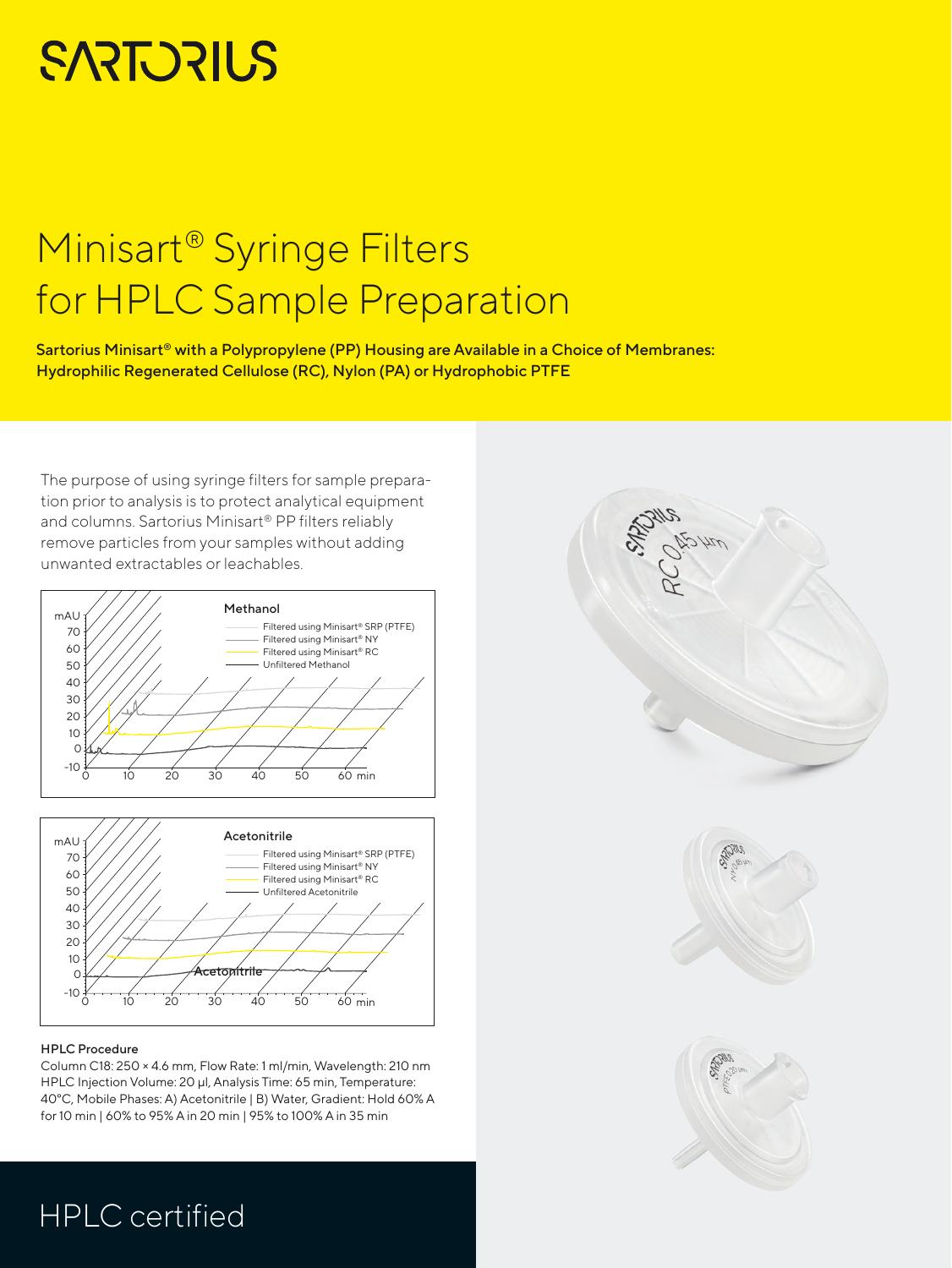SARTORIUS

# Minisart® Syringe Filters for HPLC Sample Preparation

**Sartorius Minisart® with a Polypropylene (PP) Housing are Available in a Choice of Membranes: Hydrophilic Regenerated Cellulose (RC), Nylon (PA) or Hydrophobic PTFE**

The purpose of using syringe filters for sample preparation prior to analysis is to protect analytical equipment and columns. Sartorius Minisart® PP filters reliably remove particles from your samples without adding unwanted extractables or leachables.

**Methanol**

- Filtered using Minisart® SRP (PTFE)
- Filtered using Minisart® NY
- Filtered using Minisart® RC
- Unfiltered Methanol

**Acetonitrile**

- Filtered using Minisart® SRP (PTFE)
- Filtered using Minisart® NY
- Filtered using Minisart® RC
- Unfiltered Acetonitrile

**HPLC Procedure**

Column C18: 250 × 4.6 mm, Flow Rate: 1 ml/min, Wavelength: 210 nm
HPLC Injection Volume: 20 µl, Analysis Time: 65 min, Temperature: 40°C, Mobile Phases: A) Acetonitrile | B) Water, Gradient: Hold 60% A for 10 min | 60% to 95% A in 20 min | 95% to 100% A in 35 min

## HPLC certified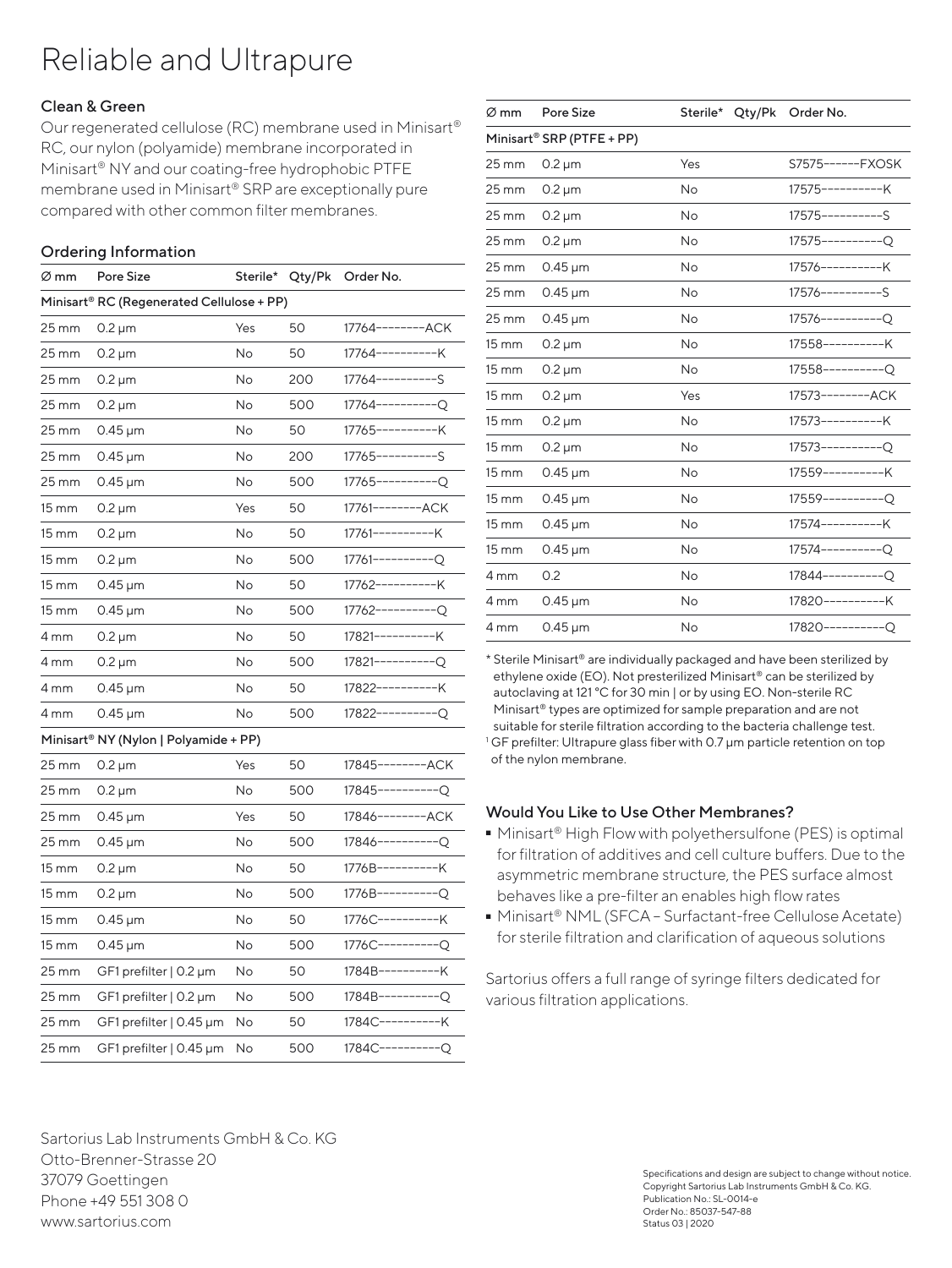# Reliable and Ultrapure

### Clean & Green

Our regenerated cellulose (RC) membrane used in Minisart® RC, our nylon (polyamide) membrane incorporated in Minisart® NY and our coating-free hydrophobic PTFE membrane used in Minisart® SRP are exceptionally pure compared with other common filter membranes.

### Ordering Information

| Ø mm | Pore Size | Sterile* | Qty/Pk | Order No. |
|---|---|---|---|---|
| Minisart® RC (Regenerated Cellulose + PP) | | | | |
| 25 mm | 0.2 µm | Yes | 50 | 17764--------ACK |
| 25 mm | 0.2 µm | No | 50 | 17764----------K |
| 25 mm | 0.2 µm | No | 200 | 17764----------S |
| 25 mm | 0.2 µm | No | 500 | 17764----------Q |
| 25 mm | 0.45 µm | No | 50 | 17765----------K |
| 25 mm | 0.45 µm | No | 200 | 17765----------S |
| 25 mm | 0.45 µm | No | 500 | 17765----------Q |
| 15 mm | 0.2 µm | Yes | 50 | 17761--------ACK |
| 15 mm | 0.2 µm | No | 50 | 17761----------K |
| 15 mm | 0.2 µm | No | 500 | 17761----------Q |
| 15 mm | 0.45 µm | No | 50 | 17762----------K |
| 15 mm | 0.45 µm | No | 500 | 17762----------Q |
| 4 mm | 0.2 µm | No | 50 | 17821----------K |
| 4 mm | 0.2 µm | No | 500 | 17821----------Q |
| 4 mm | 0.45 µm | No | 50 | 17822----------K |
| 4 mm | 0.45 µm | No | 500 | 17822----------Q |
| Minisart® NY (Nylon \| Polyamide + PP) | | | | |
| 25 mm | 0.2 µm | Yes | 50 | 17845--------ACK |
| 25 mm | 0.2 µm | No | 500 | 17845----------Q |
| 25 mm | 0.45 µm | Yes | 50 | 17846--------ACK |
| 25 mm | 0.45 µm | No | 500 | 17846----------Q |
| 15 mm | 0.2 µm | No | 50 | 1776B----------K |
| 15 mm | 0.2 µm | No | 500 | 1776B----------Q |
| 15 mm | 0.45 µm | No | 50 | 1776C----------K |
| 15 mm | 0.45 µm | No | 500 | 1776C----------Q |
| 25 mm | GF1 prefilter \| 0.2 µm | No | 50 | 1784B----------K |
| 25 mm | GF1 prefilter \| 0.2 µm | No | 500 | 1784B----------Q |
| 25 mm | GF1 prefilter \| 0.45 µm | No | 50 | 1784C----------K |
| 25 mm | GF1 prefilter \| 0.45 µm | No | 500 | 1784C----------Q |

| Ø mm | Pore Size | Sterile* | Qty/Pk | Order No. |
|---|---|---|---|---|
| Minisart® SRP (PTFE + PP) | | | | |
| 25 mm | 0.2 µm | Yes | | S7575------FXOSK |
| 25 mm | 0.2 µm | No | | 17575----------K |
| 25 mm | 0.2 µm | No | | 17575----------S |
| 25 mm | 0.2 µm | No | | 17575----------Q |
| 25 mm | 0.45 µm | No | | 17576----------K |
| 25 mm | 0.45 µm | No | | 17576----------S |
| 25 mm | 0.45 µm | No | | 17576----------Q |
| 15 mm | 0.2 µm | No | | 17558----------K |
| 15 mm | 0.2 µm | No | | 17558----------Q |
| 15 mm | 0.2 µm | Yes | | 17573--------ACK |
| 15 mm | 0.2 µm | No | | 17573----------K |
| 15 mm | 0.2 µm | No | | 17573----------Q |
| 15 mm | 0.45 µm | No | | 17559----------K |
| 15 mm | 0.45 µm | No | | 17559----------Q |
| 15 mm | 0.45 µm | No | | 17574----------K |
| 15 mm | 0.45 µm | No | | 17574----------Q |
| 4 mm | 0.2 | No | | 17844----------Q |
| 4 mm | 0.45 µm | No | | 17820----------K |
| 4 mm | 0.45 µm | No | | 17820----------Q |

* Sterile Minisart® are individually packaged and have been sterilized by ethylene oxide (EO). Not presterilized Minisart® can be sterilized by autoclaving at 121 °C for 30 min | or by using EO. Non-sterile RC Minisart® types are optimized for sample preparation and are not suitable for sterile filtration according to the bacteria challenge test.

[1] GF prefilter: Ultrapure glass fiber with 0.7 µm particle retention on top of the nylon membrane.

### Would You Like to Use Other Membranes?

- Minisart® High Flow with polyethersulfone (PES) is optimal for filtration of additives and cell culture buffers. Due to the asymmetric membrane structure, the PES surface almost behaves like a pre-filter an enables high flow rates
- Minisart® NML (SFCA – Surfactant-free Cellulose Acetate) for sterile filtration and clarification of aqueous solutions

Sartorius offers a full range of syringe filters dedicated for various filtration applications.

Sartorius Lab Instruments GmbH & Co. KG
Otto-Brenner-Strasse 20
37079 Goettingen
Phone +49 551 308 0
www.sartorius.com

Specifications and design are subject to change without notice.
Copyright Sartorius Lab Instruments GmbH & Co. KG.
Publication No.: SL-0014-e
Order No.: 85037-547-88
Status 03 | 2020